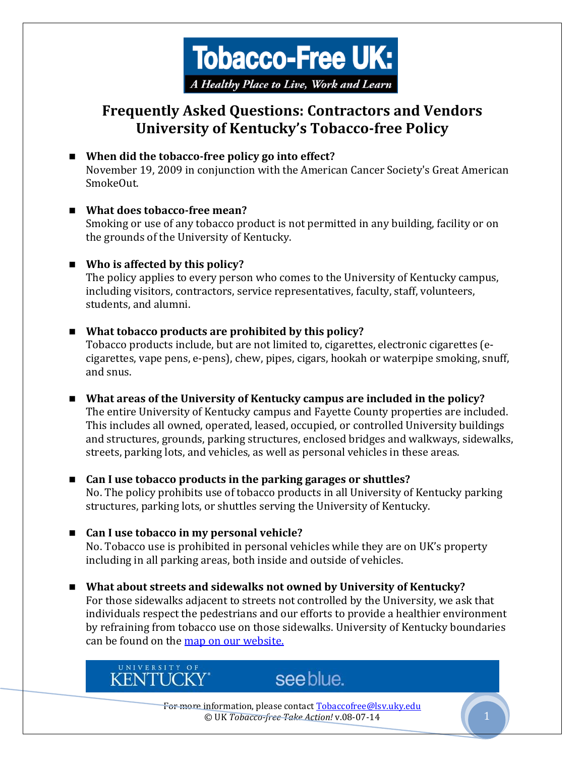# Tobacco-Free UK:

*A Healthy Place to Live, Work and Learn*

## Frequently Asked Questions: Contractors and Vendors University of Kentucky's Tobacco-free Policy

- **When did the tobacco-free policy go into effect?**
  November 19, 2009 in conjunction with the American Cancer Society's Great American SmokeOut.

- **What does tobacco-free mean?**
  Smoking or use of any tobacco product is not permitted in any building, facility or on the grounds of the University of Kentucky.

- **Who is affected by this policy?**
  The policy applies to every person who comes to the University of Kentucky campus, including visitors, contractors, service representatives, faculty, staff, volunteers, students, and alumni.

- **What tobacco products are prohibited by this policy?**
  Tobacco products include, but are not limited to, cigarettes, electronic cigarettes (e-cigarettes, vape pens, e-pens), chew, pipes, cigars, hookah or waterpipe smoking, snuff, and snus.

- **What areas of the University of Kentucky campus are included in the policy?**
  The entire University of Kentucky campus and Fayette County properties are included. This includes all owned, operated, leased, occupied, or controlled University buildings and structures, grounds, parking structures, enclosed bridges and walkways, sidewalks, streets, parking lots, and vehicles, as well as personal vehicles in these areas.

- **Can I use tobacco products in the parking garages or shuttles?**
  No. The policy prohibits use of tobacco products in all University of Kentucky parking structures, parking lots, or shuttles serving the University of Kentucky.

- **Can I use tobacco in my personal vehicle?**
  No. Tobacco use is prohibited in personal vehicles while they are on UK's property including in all parking areas, both inside and outside of vehicles.

- **What about streets and sidewalks not owned by University of Kentucky?**
  For those sidewalks adjacent to streets not controlled by the University, we ask that individuals respect the pedestrians and our efforts to provide a healthier environment by refraining from tobacco use on those sidewalks. University of Kentucky boundaries can be found on the [map on our website.]()

UNIVERSITY OF KENTUCKY® see blue.

For more information, please contact Tobaccofree@lsv.uky.edu
© UK *Tobacco-free Take Action!* v.08-07-14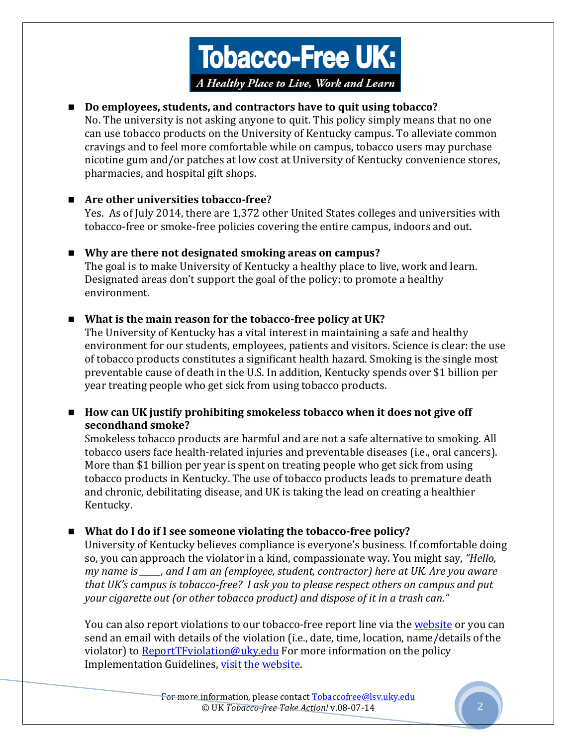# Tobacco-Free UK:

*A Healthy Place to Live, Work and Learn*

- **Do employees, students, and contractors have to quit using tobacco?**
  No. The university is not asking anyone to quit. This policy simply means that no one can use tobacco products on the University of Kentucky campus. To alleviate common cravings and to feel more comfortable while on campus, tobacco users may purchase nicotine gum and/or patches at low cost at University of Kentucky convenience stores, pharmacies, and hospital gift shops.

- **Are other universities tobacco-free?**
  Yes. As of July 2014, there are 1,372 other United States colleges and universities with tobacco-free or smoke-free policies covering the entire campus, indoors and out.

- **Why are there not designated smoking areas on campus?**
  The goal is to make University of Kentucky a healthy place to live, work and learn. Designated areas don't support the goal of the policy: to promote a healthy environment.

- **What is the main reason for the tobacco-free policy at UK?**
  The University of Kentucky has a vital interest in maintaining a safe and healthy environment for our students, employees, patients and visitors. Science is clear: the use of tobacco products constitutes a significant health hazard. Smoking is the single most preventable cause of death in the U.S. In addition, Kentucky spends over $1 billion per year treating people who get sick from using tobacco products.

- **How can UK justify prohibiting smokeless tobacco when it does not give off secondhand smoke?**
  Smokeless tobacco products are harmful and are not a safe alternative to smoking. All tobacco users face health-related injuries and preventable diseases (i.e., oral cancers). More than $1 billion per year is spent on treating people who get sick from using tobacco products in Kentucky. The use of tobacco products leads to premature death and chronic, debilitating disease, and UK is taking the lead on creating a healthier Kentucky.

- **What do I do if I see someone violating the tobacco-free policy?**
  University of Kentucky believes compliance is everyone's business. If comfortable doing so, you can approach the violator in a kind, compassionate way. You might say, *"Hello, my name is \_\_\_\_\_, and I am an (employee, student, contractor) here at UK. Are you aware that UK's campus is tobacco-free? I ask you to please respect others on campus and put your cigarette out (or other tobacco product) and dispose of it in a trash can."*

  You can also report violations to our tobacco-free report line via the [website]() or you can send an email with details of the violation (i.e., date, time, location, name/details of the violator) to [ReportTFviolation@uky.edu](mailto:ReportTFviolation@uky.edu) For more information on the policy Implementation Guidelines, [visit the website]().

For more information, please contact [Tobaccofree@lsv.uky.edu](mailto:Tobaccofree@lsv.uky.edu)
© UK *Tobacco-free Take Action!* v.08-07-14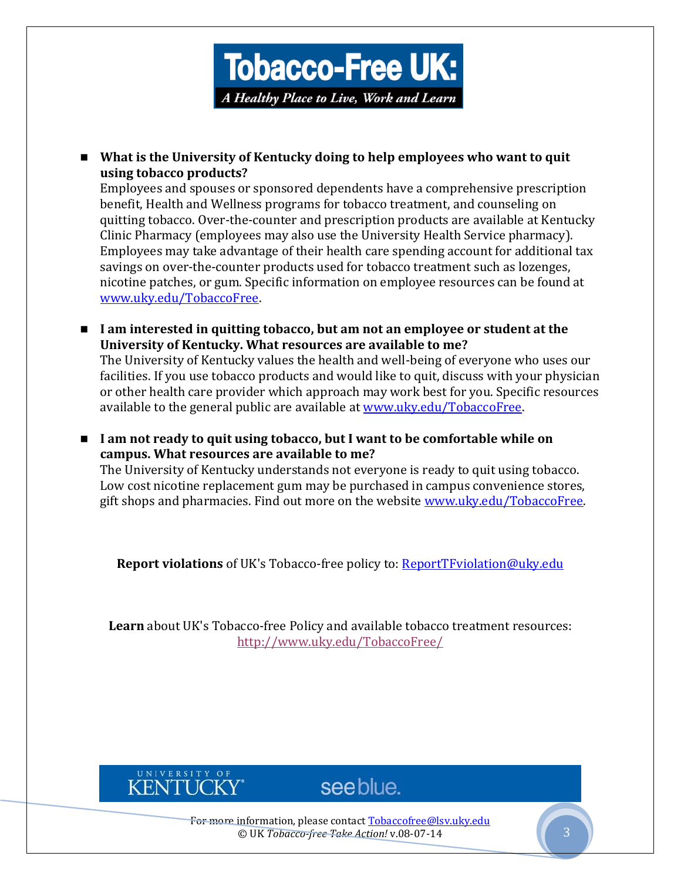# Tobacco-Free UK:

*A Healthy Place to Live, Work and Learn*

- **What is the University of Kentucky doing to help employees who want to quit using tobacco products?**
  Employees and spouses or sponsored dependents have a comprehensive prescription benefit, Health and Wellness programs for tobacco treatment, and counseling on quitting tobacco. Over-the-counter and prescription products are available at Kentucky Clinic Pharmacy (employees may also use the University Health Service pharmacy). Employees may take advantage of their health care spending account for additional tax savings on over-the-counter products used for tobacco treatment such as lozenges, nicotine patches, or gum. Specific information on employee resources can be found at www.uky.edu/TobaccoFree.

- **I am interested in quitting tobacco, but am not an employee or student at the University of Kentucky. What resources are available to me?**
  The University of Kentucky values the health and well-being of everyone who uses our facilities. If you use tobacco products and would like to quit, discuss with your physician or other health care provider which approach may work best for you. Specific resources available to the general public are available at www.uky.edu/TobaccoFree.

- **I am not ready to quit using tobacco, but I want to be comfortable while on campus. What resources are available to me?**
  The University of Kentucky understands not everyone is ready to quit using tobacco. Low cost nicotine replacement gum may be purchased in campus convenience stores, gift shops and pharmacies. Find out more on the website www.uky.edu/TobaccoFree.

**Report violations** of UK's Tobacco-free policy to: ReportTFviolation@uky.edu

**Learn** about UK's Tobacco-free Policy and available tobacco treatment resources: http://www.uky.edu/TobaccoFree/

UNIVERSITY OF KENTUCKY® see blue.

For more information, please contact Tobaccofree@lsv.uky.edu
© UK *Tobacco-free Take Action!* v.08-07-14